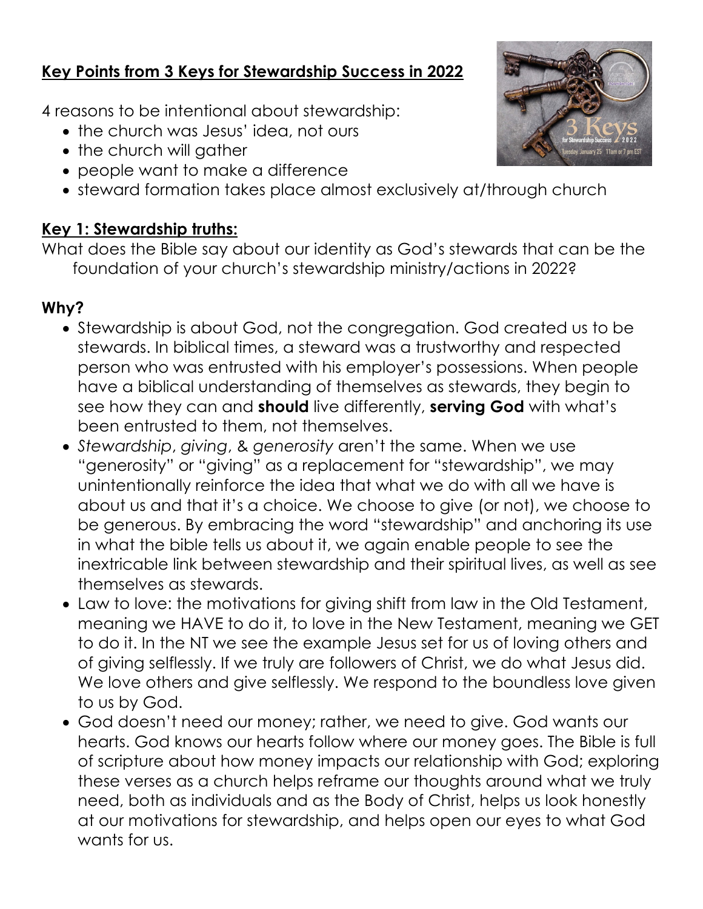## Key Points from 3 Keys for Stewardship Success in 2022

4 reasons to be intentional about stewardship:

- the church was Jesus' idea, not ours
- the church will gather
- people want to make a difference
- steward formation takes place almost exclusively at/through church

### Key 1: Stewardship truths:

What does the Bible say about our identity as God's stewards that can be the foundation of your church's stewardship ministry/actions in 2022?

### Why?

- Stewardship is about God, not the congregation. God created us to be stewards. In biblical times, a steward was a trustworthy and respected person who was entrusted with his employer's possessions. When people have a biblical understanding of themselves as stewards, they begin to see how they can and **should** live differently, **serving God** with what's been entrusted to them, not themselves.
- *Stewardship*, *giving*, & *generosity* aren't the same. When we use "generosity" or "giving" as a replacement for "stewardship", we may unintentionally reinforce the idea that what we do with all we have is about us and that it's a choice. We choose to give (or not), we choose to be generous. By embracing the word "stewardship" and anchoring its use in what the bible tells us about it, we again enable people to see the inextricable link between stewardship and their spiritual lives, as well as see themselves as stewards.
- Law to love: the motivations for giving shift from law in the Old Testament, meaning we HAVE to do it, to love in the New Testament, meaning we GET to do it. In the NT we see the example Jesus set for us of loving others and of giving selflessly. If we truly are followers of Christ, we do what Jesus did. We love others and give selflessly. We respond to the boundless love given to us by God.
- God doesn't need our money; rather, we need to give. God wants our hearts. God knows our hearts follow where our money goes. The Bible is full of scripture about how money impacts our relationship with God; exploring these verses as a church helps reframe our thoughts around what we truly need, both as individuals and as the Body of Christ, helps us look honestly at our motivations for stewardship, and helps open our eyes to what God wants for us.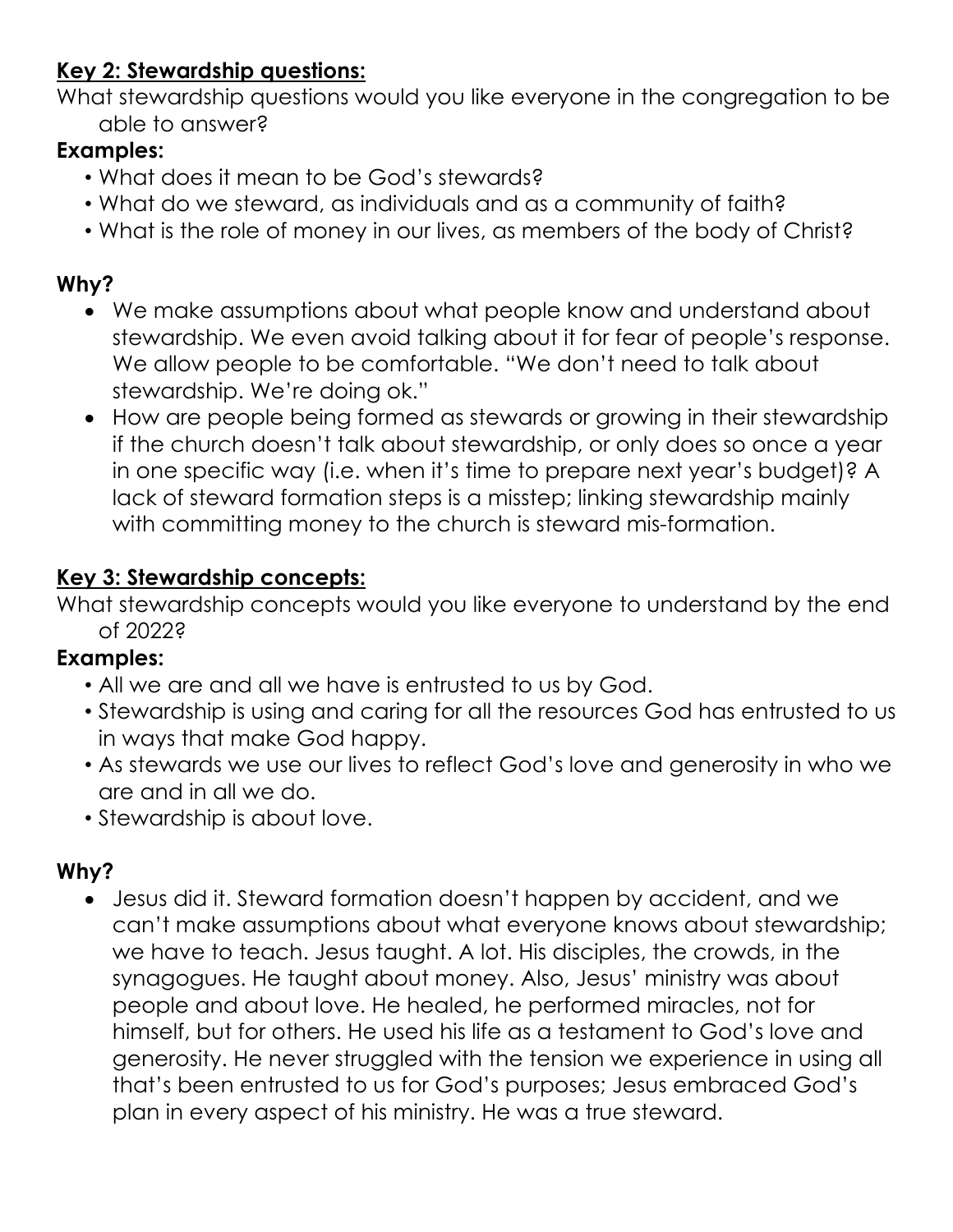**Key 2: Stewardship questions:**

What stewardship questions would you like everyone in the congregation to be able to answer?

**Examples:**

- What does it mean to be God's stewards?
- What do we steward, as individuals and as a community of faith?
- What is the role of money in our lives, as members of the body of Christ?

**Why?**

- We make assumptions about what people know and understand about stewardship. We even avoid talking about it for fear of people's response. We allow people to be comfortable. "We don't need to talk about stewardship. We're doing ok."
- How are people being formed as stewards or growing in their stewardship if the church doesn't talk about stewardship, or only does so once a year in one specific way (i.e. when it's time to prepare next year's budget)? A lack of steward formation steps is a misstep; linking stewardship mainly with committing money to the church is steward mis-formation.

**Key 3: Stewardship concepts:**

What stewardship concepts would you like everyone to understand by the end of 2022?

**Examples:**

- All we are and all we have is entrusted to us by God.
- Stewardship is using and caring for all the resources God has entrusted to us in ways that make God happy.
- As stewards we use our lives to reflect God's love and generosity in who we are and in all we do.
- Stewardship is about love.

**Why?**

- Jesus did it. Steward formation doesn't happen by accident, and we can't make assumptions about what everyone knows about stewardship; we have to teach. Jesus taught. A lot. His disciples, the crowds, in the synagogues. He taught about money. Also, Jesus' ministry was about people and about love. He healed, he performed miracles, not for himself, but for others. He used his life as a testament to God's love and generosity. He never struggled with the tension we experience in using all that's been entrusted to us for God's purposes; Jesus embraced God's plan in every aspect of his ministry. He was a true steward.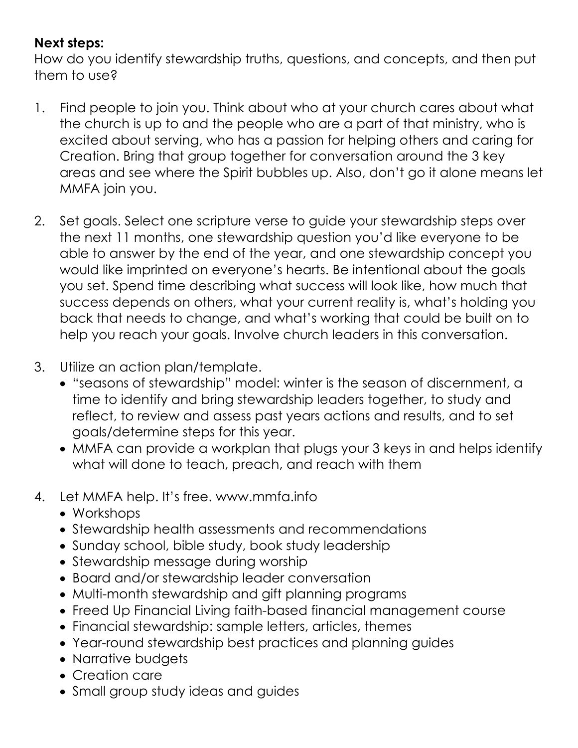**Next steps:**
How do you identify stewardship truths, questions, and concepts, and then put them to use?

1. Find people to join you. Think about who at your church cares about what the church is up to and the people who are a part of that ministry, who is excited about serving, who has a passion for helping others and caring for Creation. Bring that group together for conversation around the 3 key areas and see where the Spirit bubbles up. Also, don't go it alone means let MMFA join you.

2. Set goals. Select one scripture verse to guide your stewardship steps over the next 11 months, one stewardship question you'd like everyone to be able to answer by the end of the year, and one stewardship concept you would like imprinted on everyone's hearts. Be intentional about the goals you set. Spend time describing what success will look like, how much that success depends on others, what your current reality is, what's holding you back that needs to change, and what's working that could be built on to help you reach your goals. Involve church leaders in this conversation.

3. Utilize an action plan/template.
   - "seasons of stewardship" model: winter is the season of discernment, a time to identify and bring stewardship leaders together, to study and reflect, to review and assess past years actions and results, and to set goals/determine steps for this year.
   - MMFA can provide a workplan that plugs your 3 keys in and helps identify what will done to teach, preach, and reach with them

4. Let MMFA help. It's free. www.mmfa.info
   - Workshops
   - Stewardship health assessments and recommendations
   - Sunday school, bible study, book study leadership
   - Stewardship message during worship
   - Board and/or stewardship leader conversation
   - Multi-month stewardship and gift planning programs
   - Freed Up Financial Living faith-based financial management course
   - Financial stewardship: sample letters, articles, themes
   - Year-round stewardship best practices and planning guides
   - Narrative budgets
   - Creation care
   - Small group study ideas and guides